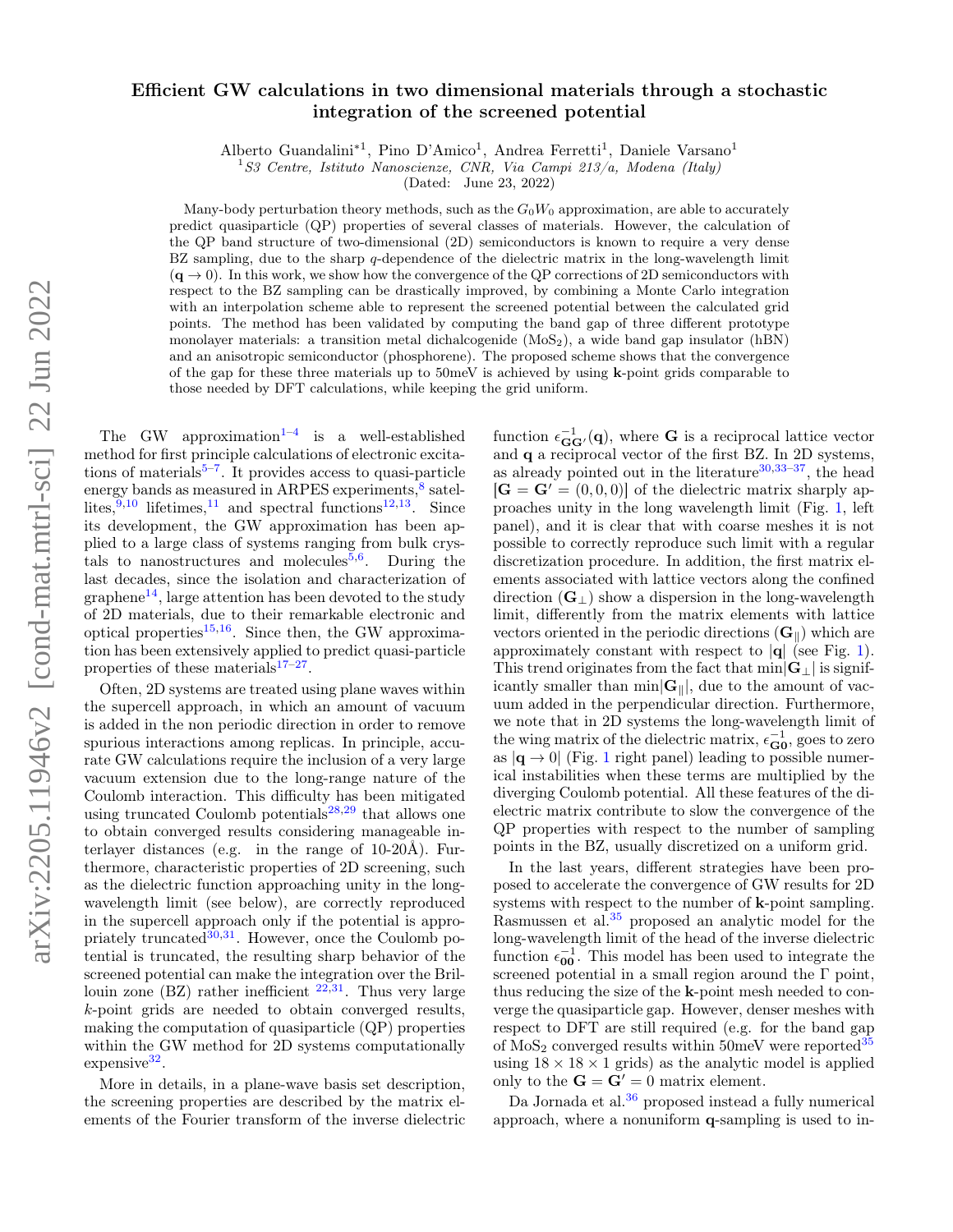# Efficient GW calculations in two dimensional materials through a stochastic integration of the screened potential

Alberto Guandalini*[1], Pino D'Amico[1], Andrea Ferretti[1], Daniele Varsano[1]

[1] *S3 Centre, Istituto Nanoscienze, CNR, Via Campi 213/a, Modena (Italy)*

(Dated: June 23, 2022)

Many-body perturbation theory methods, such as the $G_0W_0$ approximation, are able to accurately predict quasiparticle (QP) properties of several classes of materials. However, the calculation of the QP band structure of two-dimensional (2D) semiconductors is known to require a very dense BZ sampling, due to the sharp $q$-dependence of the dielectric matrix in the long-wavelength limit ($\mathbf{q} \to 0$). In this work, we show how the convergence of the QP corrections of 2D semiconductors with respect to the BZ sampling can be drastically improved, by combining a Monte Carlo integration with an interpolation scheme able to represent the screened potential between the calculated grid points. The method has been validated by computing the band gap of three different prototype monolayer materials: a transition metal dichalcogenide ($MoS_2$), a wide band gap insulator (hBN) and an anisotropic semiconductor (phosphorene). The proposed scheme shows that the convergence of the gap for these three materials up to 50meV is achieved by using **k**-point grids comparable to those needed by DFT calculations, while keeping the grid uniform.

The GW approximation[1–4] is a well-established method for first principle calculations of electronic excitations of materials[5–7]. It provides access to quasi-particle energy bands as measured in ARPES experiments,[8] satellites,[9,10] lifetimes,[11] and spectral functions[12,13]. Since its development, the GW approximation has been applied to a large class of systems ranging from bulk crystals to nanostructures and molecules[5,6]. During the last decades, since the isolation and characterization of graphene[14], large attention has been devoted to the study of 2D materials, due to their remarkable electronic and optical properties[15,16]. Since then, the GW approximation has been extensively applied to predict quasi-particle properties of these materials[17–27].

Often, 2D systems are treated using plane waves within the supercell approach, in which an amount of vacuum is added in the non periodic direction in order to remove spurious interactions among replicas. In principle, accurate GW calculations require the inclusion of a very large vacuum extension due to the long-range nature of the Coulomb interaction. This difficulty has been mitigated using truncated Coulomb potentials[28,29] that allows one to obtain converged results considering manageable interlayer distances (e.g. in the range of 10-20Å). Furthermore, characteristic properties of 2D screening, such as the dielectric function approaching unity in the long-wavelength limit (see below), are correctly reproduced in the supercell approach only if the potential is appropriately truncated[30,31]. However, once the Coulomb potential is truncated, the resulting sharp behavior of the screened potential can make the integration over the Brillouin zone (BZ) rather inefficient [22,31]. Thus very large $k$-point grids are needed to obtain converged results, making the computation of quasiparticle (QP) properties within the GW method for 2D systems computationally expensive[32].

More in details, in a plane-wave basis set description, the screening properties are described by the matrix elements of the Fourier transform of the inverse dielectric function $\epsilon^{-1}_{\mathbf{G}\mathbf{G}'}(\mathbf{q})$, where $\mathbf{G}$ is a reciprocal lattice vector and $\mathbf{q}$ a reciprocal vector of the first BZ. In 2D systems, as already pointed out in the literature[30,33–37], the head $[\mathbf{G} = \mathbf{G}' = (0, 0, 0)]$ of the dielectric matrix sharply approaches unity in the long wavelength limit (Fig. 1, left panel), and it is clear that with coarse meshes it is not possible to correctly reproduce such limit with a regular discretization procedure. In addition, the first matrix elements associated with lattice vectors along the confined direction ($\mathbf{G}_\perp$) show a dispersion in the long-wavelength limit, differently from the matrix elements with lattice vectors oriented in the periodic directions ($\mathbf{G}_\parallel$) which are approximately constant with respect to $|\mathbf{q}|$ (see Fig. 1). This trend originates from the fact that $\min|\mathbf{G}_\perp|$ is significantly smaller than $\min|\mathbf{G}_\parallel|$, due to the amount of vacuum added in the perpendicular direction. Furthermore, we note that in 2D systems the long-wavelength limit of the wing matrix of the dielectric matrix, $\epsilon^{-1}_{\mathbf{G}\mathbf{0}}$, goes to zero as $|\mathbf{q} \to 0|$ (Fig. 1 right panel) leading to possible numerical instabilities when these terms are multiplied by the diverging Coulomb potential. All these features of the dielectric matrix contribute to slow the convergence of the QP properties with respect to the number of sampling points in the BZ, usually discretized on a uniform grid.

In the last years, different strategies have been proposed to accelerate the convergence of GW results for 2D systems with respect to the number of **k**-point sampling. Rasmussen et al.[35] proposed an analytic model for the long-wavelength limit of the head of the inverse dielectric function $\epsilon^{-1}_{\mathbf{0}\mathbf{0}}$. This model has been used to integrate the screened potential in a small region around the Γ point, thus reducing the size of the **k**-point mesh needed to converge the quasiparticle gap. However, denser meshes with respect to DFT are still required (e.g. for the band gap of $MoS_2$ converged results within 50meV were reported[35] using $18 \times 18 \times 1$ grids) as the analytic model is applied only to the $\mathbf{G} = \mathbf{G}' = 0$ matrix element.

Da Jornada et al.[36] proposed instead a fully numerical approach, where a nonuniform **q**-sampling is used to in-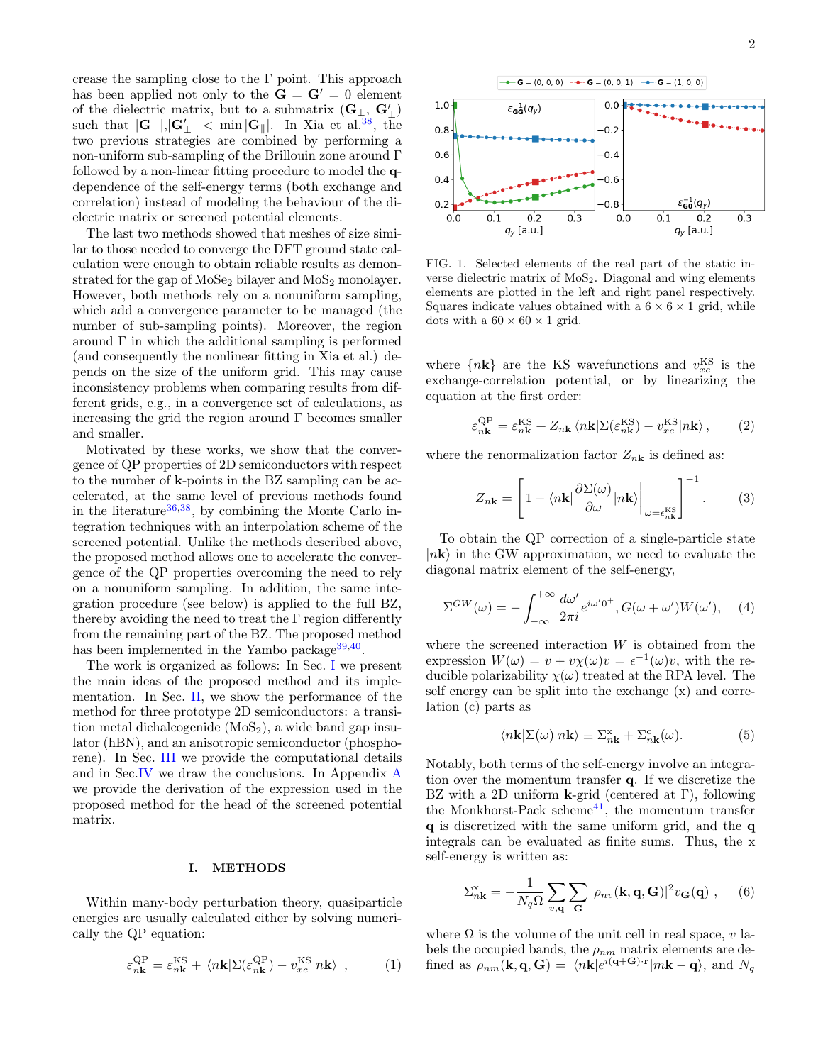crease the sampling close to the Γ point. This approach has been applied not only to the $\mathbf{G} = \mathbf{G}' = 0$ element of the dielectric matrix, but to a submatrix $(\mathbf{G}_\perp, \mathbf{G}'_\perp)$ such that $|\mathbf{G}_\perp|,|\mathbf{G}'_\perp| < \min|\mathbf{G}_\parallel|$. In Xia et al.[38], the two previous strategies are combined by performing a non-uniform sub-sampling of the Brillouin zone around Γ followed by a non-linear fitting procedure to model the $\mathbf{q}$-dependence of the self-energy terms (both exchange and correlation) instead of modeling the behaviour of the dielectric matrix or screened potential elements.

The last two methods showed that meshes of size similar to those needed to converge the DFT ground state calculation were enough to obtain reliable results as demonstrated for the gap of $MoSe_2$ bilayer and $MoS_2$ monolayer. However, both methods rely on a nonuniform sampling, which add a convergence parameter to be managed (the number of sub-sampling points). Moreover, the region around Γ in which the additional sampling is performed (and consequently the nonlinear fitting in Xia et al.) depends on the size of the uniform grid. This may cause inconsistency problems when comparing results from different grids, e.g., in a convergence set of calculations, as increasing the grid the region around Γ becomes smaller and smaller.

Motivated by these works, we show that the convergence of QP properties of 2D semiconductors with respect to the number of $\mathbf{k}$-points in the BZ sampling can be accelerated, at the same level of previous methods found in the literature[36,38], by combining the Monte Carlo integration techniques with an interpolation scheme of the screened potential. Unlike the methods described above, the proposed method allows one to accelerate the convergence of the QP properties overcoming the need to rely on a nonuniform sampling. In addition, the same integration procedure (see below) is applied to the full BZ, thereby avoiding the need to treat the Γ region differently from the remaining part of the BZ. The proposed method has been implemented in the Yambo package[39,40].

The work is organized as follows: In Sec. I we present the main ideas of the proposed method and its implementation. In Sec. II, we show the performance of the method for three prototype 2D semiconductors: a transition metal dichalcogenide ($MoS_2$), a wide band gap insulator (hBN), and an anisotropic semiconductor (phosphorene). In Sec. III we provide the computational details and in Sec.IV we draw the conclusions. In Appendix A we provide the derivation of the expression used in the proposed method for the head of the screened potential matrix.

## I. METHODS

Within many-body perturbation theory, quasiparticle energies are usually calculated either by solving numerically the QP equation:

$$\varepsilon^{\rm QP}_{n\mathbf{k}} = \varepsilon^{\rm KS}_{n\mathbf{k}} + \langle n\mathbf{k}|\Sigma(\varepsilon^{\rm QP}_{n\mathbf{k}}) - v^{\rm KS}_{xc}|n\mathbf{k}\rangle \ , \quad (1)$$

FIG. 1. Selected elements of the real part of the static inverse dielectric matrix of $MoS_2$. Diagonal and wing elements elements are plotted in the left and right panel respectively. Squares indicate values obtained with a $6 \times 6 \times 1$ grid, while dots with a $60 \times 60 \times 1$ grid.

where $\{n\mathbf{k}\}$ are the KS wavefunctions and $v^{\rm KS}_{xc}$ is the exchange-correlation potential, or by linearizing the equation at the first order:

$$\varepsilon^{\rm QP}_{n\mathbf{k}} = \varepsilon^{\rm KS}_{n\mathbf{k}} + Z_{n\mathbf{k}}\,\langle n\mathbf{k}|\Sigma(\varepsilon^{\rm KS}_{n\mathbf{k}}) - v^{\rm KS}_{xc}|n\mathbf{k}\rangle \ , \quad (2)$$

where the renormalization factor $Z_{n\mathbf{k}}$ is defined as:

$$Z_{n\mathbf{k}} = \left[1 - \langle n\mathbf{k}|\frac{\partial\Sigma(\omega)}{\partial\omega}|n\mathbf{k}\rangle\bigg|_{\omega=\epsilon^{\rm KS}_{n\mathbf{k}}}\right]^{-1} . \quad (3)$$

To obtain the QP correction of a single-particle state $|n\mathbf{k}\rangle$ in the GW approximation, we need to evaluate the diagonal matrix element of the self-energy,

$$\Sigma^{GW}(\omega) = -\int_{-\infty}^{+\infty}\frac{d\omega'}{2\pi i}e^{i\omega' 0^+}, G(\omega+\omega')W(\omega'), \quad (4)$$

where the screened interaction $W$ is obtained from the expression $W(\omega) = v + v\chi(\omega)v = \epsilon^{-1}(\omega)v$, with the reducible polarizability $\chi(\omega)$ treated at the RPA level. The self energy can be split into the exchange (x) and correlation (c) parts as

$$\langle n\mathbf{k}|\Sigma(\omega)|n\mathbf{k}\rangle \equiv \Sigma^{\rm x}_{n\mathbf{k}} + \Sigma^{\rm c}_{n\mathbf{k}}(\omega). \quad (5)$$

Notably, both terms of the self-energy involve an integration over the momentum transfer $\mathbf{q}$. If we discretize the BZ with a 2D uniform $\mathbf{k}$-grid (centered at Γ), following the Monkhorst-Pack scheme[41], the momentum transfer $\mathbf{q}$ is discretized with the same uniform grid, and the $\mathbf{q}$ integrals can be evaluated as finite sums. Thus, the x self-energy is written as:

$$\Sigma^{\rm x}_{n\mathbf{k}} = -\frac{1}{N_q\Omega}\sum_{v,\mathbf{q}}\sum_{\mathbf{G}}|\rho_{nv}(\mathbf{k},\mathbf{q},\mathbf{G})|^2 v_{\mathbf{G}}(\mathbf{q}) \ , \quad (6)$$

where $\Omega$ is the volume of the unit cell in real space, $v$ labels the occupied bands, the $\rho_{nm}$ matrix elements are defined as $\rho_{nm}(\mathbf{k},\mathbf{q},\mathbf{G}) = \langle n\mathbf{k}|e^{i(\mathbf{q}+\mathbf{G})\cdot\mathbf{r}}|m\mathbf{k}-\mathbf{q}\rangle$, and $N_q$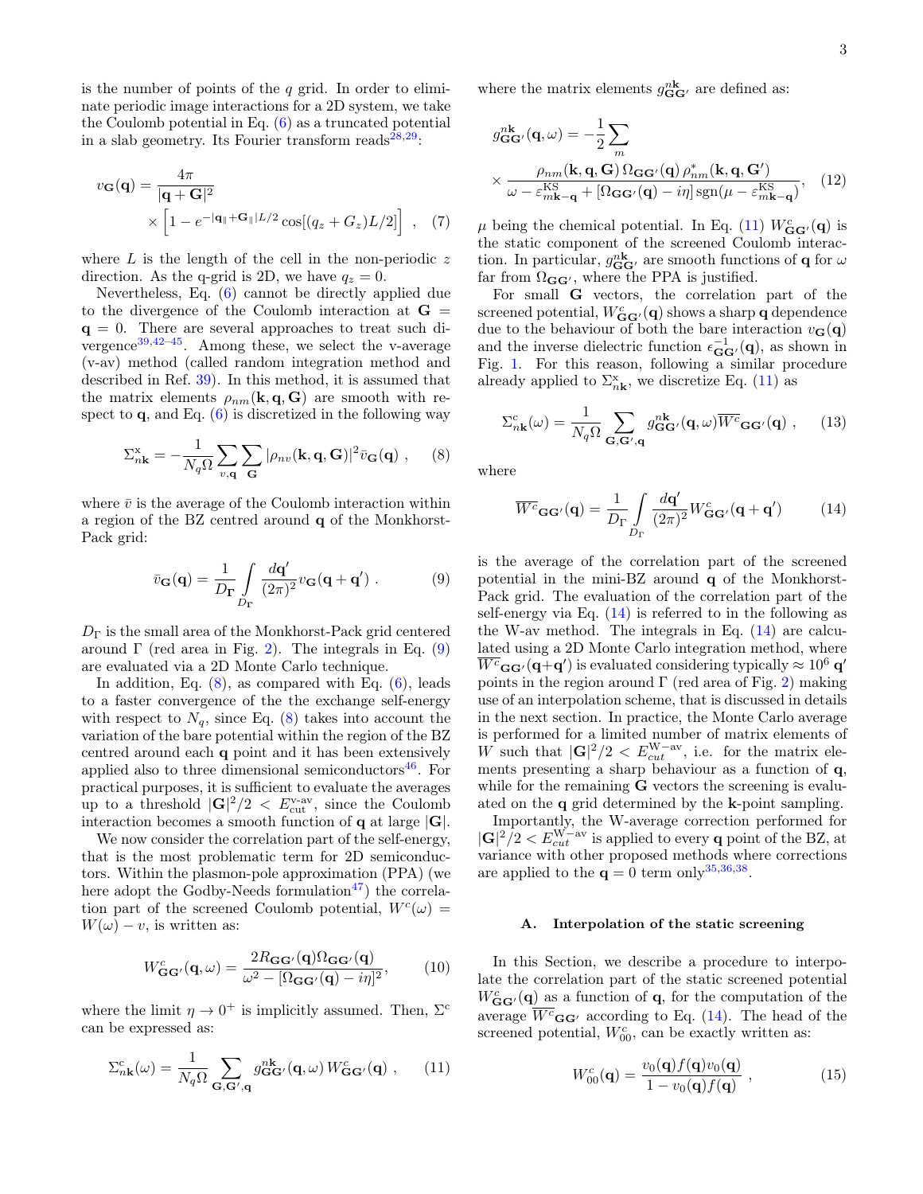is the number of points of the $q$ grid. In order to eliminate periodic image interactions for a 2D system, we take the Coulomb potential in Eq. (6) as a truncated potential in a slab geometry. Its Fourier transform reads[28,29]:

$$v_{\mathbf{G}}(\mathbf{q}) = \frac{4\pi}{|\mathbf{q}+\mathbf{G}|^2} \times \left[1 - e^{-|\mathbf{q}_\parallel + \mathbf{G}_\parallel| L/2} \cos[(q_z + G_z)L/2]\right] , \quad (7)$$

where $L$ is the length of the cell in the non-periodic $z$ direction. As the q-grid is 2D, we have $q_z = 0$.

Nevertheless, Eq. (6) cannot be directly applied due to the divergence of the Coulomb interaction at $\mathbf{G} = \mathbf{q} = 0$. There are several approaches to treat such divergence[39,42–45]. Among these, we select the v-average (v-av) method (called random integration method and described in Ref. 39). In this method, it is assumed that the matrix elements $\rho_{nm}(\mathbf{k}, \mathbf{q}, \mathbf{G})$ are smooth with respect to $\mathbf{q}$, and Eq. (6) is discretized in the following way

$$\Sigma^{\mathrm{x}}_{n\mathbf{k}} = -\frac{1}{N_q \Omega} \sum_{v,\mathbf{q}} \sum_{\mathbf{G}} |\rho_{nv}(\mathbf{k}, \mathbf{q}, \mathbf{G})|^2 \bar{v}_{\mathbf{G}}(\mathbf{q}) , \quad (8)$$

where $\bar{v}$ is the average of the Coulomb interaction within a region of the BZ centred around $\mathbf{q}$ of the Monkhorst-Pack grid:

$$\bar{v}_{\mathbf{G}}(\mathbf{q}) = \frac{1}{D_{\mathbf{\Gamma}}} \int_{D_{\mathbf{\Gamma}}} \frac{d\mathbf{q}'}{(2\pi)^2} v_{\mathbf{G}}(\mathbf{q} + \mathbf{q}') . \quad (9)$$

$D_\Gamma$ is the small area of the Monkhorst-Pack grid centered around $\Gamma$ (red area in Fig. 2). The integrals in Eq. (9) are evaluated via a 2D Monte Carlo technique.

In addition, Eq. (8), as compared with Eq. (6), leads to a faster convergence of the the exchange self-energy with respect to $N_q$, since Eq. (8) takes into account the variation of the bare potential within the region of the BZ centred around each $\mathbf{q}$ point and it has been extensively applied also to three dimensional semiconductors[46]. For practical purposes, it is sufficient to evaluate the averages up to a threshold $|\mathbf{G}|^2/2 < E^{\text{v-av}}_{\text{cut}}$, since the Coulomb interaction becomes a smooth function of $\mathbf{q}$ at large $|\mathbf{G}|$.

We now consider the correlation part of the self-energy, that is the most problematic term for 2D semiconductors. Within the plasmon-pole approximation (PPA) (we here adopt the Godby-Needs formulation[47]) the correlation part of the screened Coulomb potential, $W^c(\omega) = W(\omega) - v$, is written as:

$$W^c_{\mathbf{G}\mathbf{G}'}(\mathbf{q}, \omega) = \frac{2R_{\mathbf{G}\mathbf{G}'}(\mathbf{q})\Omega_{\mathbf{G}\mathbf{G}'}(\mathbf{q})}{\omega^2 - [\Omega_{\mathbf{G}\mathbf{G}'}(\mathbf{q}) - i\eta]^2}, \quad (10)$$

where the limit $\eta \to 0^+$ is implicitly assumed. Then, $\Sigma^{\mathrm{c}}$ can be expressed as:

$$\Sigma^{\mathrm{c}}_{n\mathbf{k}}(\omega) = \frac{1}{N_q \Omega} \sum_{\mathbf{G},\mathbf{G}',\mathbf{q}} g^{n\mathbf{k}}_{\mathbf{G}\mathbf{G}'}(\mathbf{q}, \omega)\, W^c_{\mathbf{G}\mathbf{G}'}(\mathbf{q}) , \quad (11)$$

where the matrix elements $g^{n\mathbf{k}}_{\mathbf{G}\mathbf{G}'}$ are defined as:

$$g^{n\mathbf{k}}_{\mathbf{G}\mathbf{G}'}(\mathbf{q}, \omega) = -\frac{1}{2} \sum_m \times \frac{\rho_{nm}(\mathbf{k}, \mathbf{q}, \mathbf{G})\, \Omega_{\mathbf{G}\mathbf{G}'}(\mathbf{q})\, \rho^*_{nm}(\mathbf{k}, \mathbf{q}, \mathbf{G}')}{\omega - \varepsilon^{\mathrm{KS}}_{m\mathbf{k}-\mathbf{q}} + [\Omega_{\mathbf{G}\mathbf{G}'}(\mathbf{q}) - i\eta]\, \mathrm{sgn}(\mu - \varepsilon^{\mathrm{KS}}_{m\mathbf{k}-\mathbf{q}})}, \quad (12)$$

$\mu$ being the chemical potential. In Eq. (11) $W^c_{\mathbf{G}\mathbf{G}'}(\mathbf{q})$ is the static component of the screened Coulomb interaction. In particular, $g^{n\mathbf{k}}_{\mathbf{G}\mathbf{G}'}$ are smooth functions of $\mathbf{q}$ for $\omega$ far from $\Omega_{\mathbf{G}\mathbf{G}'}$, where the PPA is justified.

For small $\mathbf{G}$ vectors, the correlation part of the screened potential, $W^c_{\mathbf{G}\mathbf{G}'}(\mathbf{q})$ shows a sharp $\mathbf{q}$ dependence due to the behaviour of both the bare interaction $v_{\mathbf{G}}(\mathbf{q})$ and the inverse dielectric function $\epsilon^{-1}_{\mathbf{G}\mathbf{G}'}(\mathbf{q})$, as shown in Fig. 1. For this reason, following a similar procedure already applied to $\Sigma^{\mathrm{x}}_{n\mathbf{k}}$, we discretize Eq. (11) as

$$\Sigma^{\mathrm{c}}_{n\mathbf{k}}(\omega) = \frac{1}{N_q \Omega} \sum_{\mathbf{G},\mathbf{G}',\mathbf{q}} g^{n\mathbf{k}}_{\mathbf{G}\mathbf{G}'}(\mathbf{q}, \omega) \overline{W^c}_{\mathbf{G}\mathbf{G}'}(\mathbf{q}) , \quad (13)$$

where

$$\overline{W^c}_{\mathbf{G}\mathbf{G}'}(\mathbf{q}) = \frac{1}{D_\Gamma} \int_{D_\Gamma} \frac{d\mathbf{q}'}{(2\pi)^2} W^c_{\mathbf{G}\mathbf{G}'}(\mathbf{q} + \mathbf{q}') \quad (14)$$

is the average of the correlation part of the screened potential in the mini-BZ around $\mathbf{q}$ of the Monkhorst-Pack grid. The evaluation of the correlation part of the self-energy via Eq. (14) is referred to in the following as the W-av method. The integrals in Eq. (14) are calculated using a 2D Monte Carlo integration method, where $\overline{W^c}_{\mathbf{G}\mathbf{G}'}(\mathbf{q}+\mathbf{q}')$ is evaluated considering typically $\approx 10^6$ $\mathbf{q}'$ points in the region around $\Gamma$ (red area of Fig. 2) making use of an interpolation scheme, that is discussed in details in the next section. In practice, the Monte Carlo average is performed for a limited number of matrix elements of $W$ such that $|\mathbf{G}|^2/2 < E^{\mathrm{W-av}}_{cut}$, i.e. for the matrix elements presenting a sharp behaviour as a function of $\mathbf{q}$, while for the remaining $\mathbf{G}$ vectors the screening is evaluated on the $\mathbf{q}$ grid determined by the $\mathbf{k}$-point sampling.

Importantly, the W-average correction performed for $|\mathbf{G}|^2/2 < E^{\mathrm{W-av}}_{cut}$ is applied to every $\mathbf{q}$ point of the BZ, at variance with other proposed methods where corrections are applied to the $\mathbf{q} = 0$ term only[35,36,38].

### A. Interpolation of the static screening

In this Section, we describe a procedure to interpolate the correlation part of the static screened potential $W^c_{\mathbf{G}\mathbf{G}'}(\mathbf{q})$ as a function of $\mathbf{q}$, for the computation of the average $\overline{W^c}_{\mathbf{G}\mathbf{G}'}$ according to Eq. (14). The head of the screened potential, $W^c_{00}$, can be exactly written as:

$$W^c_{00}(\mathbf{q}) = \frac{v_0(\mathbf{q}) f(\mathbf{q}) v_0(\mathbf{q})}{1 - v_0(\mathbf{q}) f(\mathbf{q})} , \quad (15)$$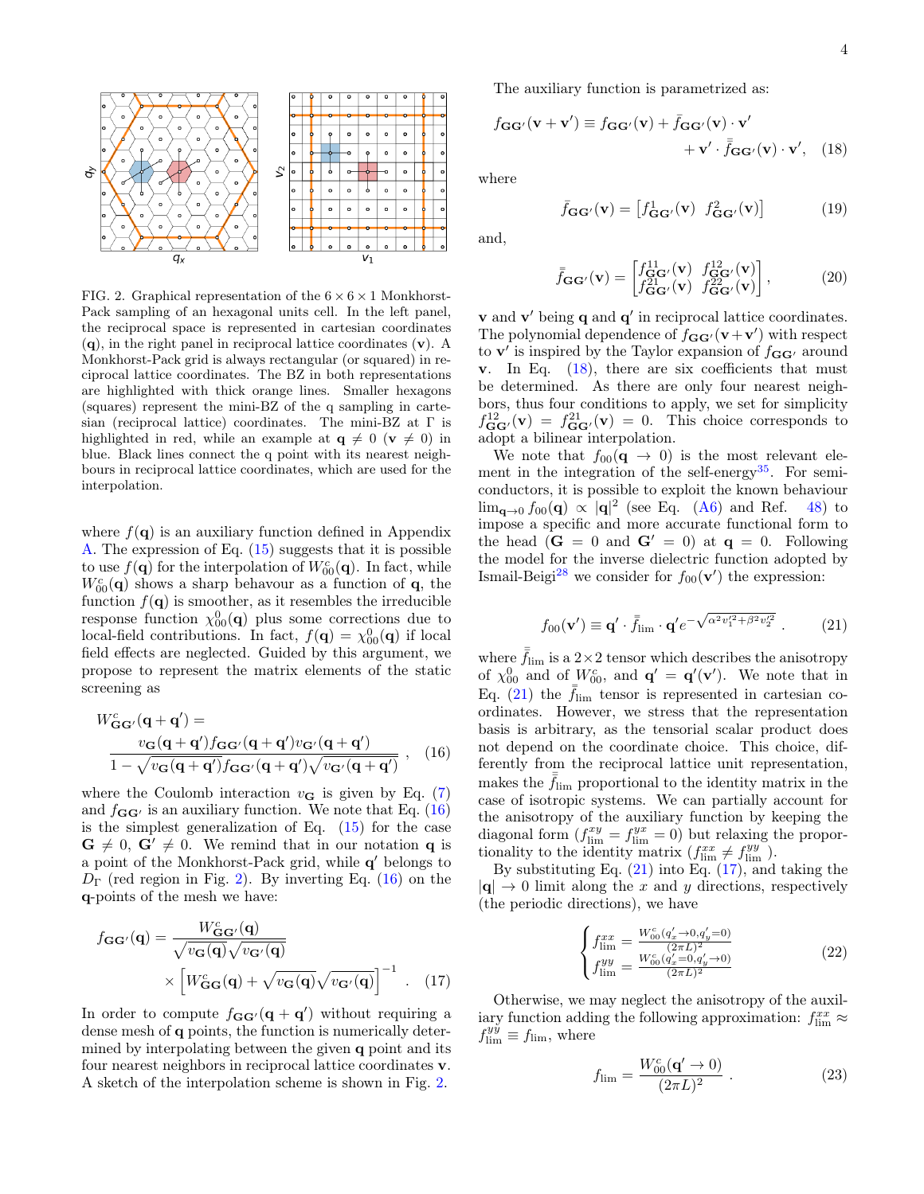FIG. 2. Graphical representation of the $6 \times 6 \times 1$ Monkhorst-Pack sampling of an hexagonal units cell. In the left panel, the reciprocal space is represented in cartesian coordinates ($\mathbf{q}$), in the right panel in reciprocal lattice coordinates ($\mathbf{v}$). A Monkhorst-Pack grid is always rectangular (or squared) in reciprocal lattice coordinates. The BZ in both representations are highlighted with thick orange lines. Smaller hexagons (squares) represent the mini-BZ of the q sampling in cartesian (reciprocal lattice) coordinates. The mini-BZ at $\Gamma$ is highlighted in red, while an example at $\mathbf{q} \neq 0$ ($\mathbf{v} \neq 0$) in blue. Black lines connect the q point with its nearest neighbours in reciprocal lattice coordinates, which are used for the interpolation.

where $f(\mathbf{q})$ is an auxiliary function defined in Appendix A. The expression of Eq. (15) suggests that it is possible to use $f(\mathbf{q})$ for the interpolation of $W^c_{00}(\mathbf{q})$. In fact, while $W^c_{00}(\mathbf{q})$ shows a sharp behaviour as a function of $\mathbf{q}$, the function $f(\mathbf{q})$ is smoother, as it resembles the irreducible response function $\chi^0_{00}(\mathbf{q})$ plus some corrections due to local-field contributions. In fact, $f(\mathbf{q}) = \chi^0_{00}(\mathbf{q})$ if local field effects are neglected. Guided by this argument, we propose to represent the matrix elements of the static screening as

$$
W^c_{\mathbf{G}\mathbf{G}'}(\mathbf{q}+\mathbf{q}') = \frac{v_{\mathbf{G}}(\mathbf{q}+\mathbf{q}') f_{\mathbf{G}\mathbf{G}'}(\mathbf{q}+\mathbf{q}') v_{\mathbf{G}'}(\mathbf{q}+\mathbf{q}')}{1 - \sqrt{v_{\mathbf{G}}(\mathbf{q}+\mathbf{q}')} f_{\mathbf{G}\mathbf{G}'}(\mathbf{q}+\mathbf{q}') \sqrt{v_{\mathbf{G}'}(\mathbf{q}+\mathbf{q}')}} \ , \quad (16)
$$

where the Coulomb interaction $v_{\mathbf{G}}$ is given by Eq. (7) and $f_{\mathbf{G}\mathbf{G}'}$ is an auxiliary function. We note that Eq. (16) is the simplest generalization of Eq. (15) for the case $\mathbf{G} \neq 0$, $\mathbf{G}' \neq 0$. We remind that in our notation $\mathbf{q}$ is a point of the Monkhorst-Pack grid, while $\mathbf{q}'$ belongs to $D_\Gamma$ (red region in Fig. 2). By inverting Eq. (16) on the $\mathbf{q}$-points of the mesh we have:

$$
f_{\mathbf{G}\mathbf{G}'}(\mathbf{q}) = \frac{W^c_{\mathbf{G}\mathbf{G}'}(\mathbf{q})}{\sqrt{v_{\mathbf{G}}(\mathbf{q})}\sqrt{v_{\mathbf{G}'}(\mathbf{q})}} \times \left[ W^c_{\mathbf{G}\mathbf{G}}(\mathbf{q}) + \sqrt{v_{\mathbf{G}}(\mathbf{q})}\sqrt{v_{\mathbf{G}'}(\mathbf{q})} \right]^{-1} \ . \quad (17)
$$

In order to compute $f_{\mathbf{G}\mathbf{G}'}(\mathbf{q}+\mathbf{q}')$ without requiring a dense mesh of $\mathbf{q}$ points, the function is numerically determined by interpolating between the given $\mathbf{q}$ point and its four nearest neighbors in reciprocal lattice coordinates $\mathbf{v}$. A sketch of the interpolation scheme is shown in Fig. 2.

The auxiliary function is parametrized as:

$$
f_{\mathbf{G}\mathbf{G}'}(\mathbf{v}+\mathbf{v}') \equiv f_{\mathbf{G}\mathbf{G}'}(\mathbf{v}) + \bar{f}_{\mathbf{G}\mathbf{G}'}(\mathbf{v}) \cdot \mathbf{v}' + \mathbf{v}' \cdot \bar{\bar{f}}_{\mathbf{G}\mathbf{G}'}(\mathbf{v}) \cdot \mathbf{v}', \quad (18)
$$

where

$$
\bar{f}_{\mathbf{G}\mathbf{G}'}(\mathbf{v}) = \left[ f^1_{\mathbf{G}\mathbf{G}'}(\mathbf{v}) \ \ f^2_{\mathbf{G}\mathbf{G}'}(\mathbf{v}) \right] \quad (19)
$$

and,

$$
\bar{\bar{f}}_{\mathbf{G}\mathbf{G}'}(\mathbf{v}) = \begin{bmatrix} f^{11}_{\mathbf{G}\mathbf{G}'}(\mathbf{v}) & f^{12}_{\mathbf{G}\mathbf{G}'}(\mathbf{v}) \\ f^{21}_{\mathbf{G}\mathbf{G}'}(\mathbf{v}) & f^{22}_{\mathbf{G}\mathbf{G}'}(\mathbf{v}) \end{bmatrix}, \quad (20)
$$

$\mathbf{v}$ and $\mathbf{v}'$ being $\mathbf{q}$ and $\mathbf{q}'$ in reciprocal lattice coordinates. The polynomial dependence of $f_{\mathbf{G}\mathbf{G}'}(\mathbf{v}+\mathbf{v}')$ with respect to $\mathbf{v}'$ is inspired by the Taylor expansion of $f_{\mathbf{G}\mathbf{G}'}$ around $\mathbf{v}$. In Eq. (18), there are six coefficients that must be determined. As there are only four nearest neighbors, thus four conditions to apply, we set for simplicity $f^{12}_{\mathbf{G}\mathbf{G}'}(\mathbf{v}) = f^{21}_{\mathbf{G}\mathbf{G}'}(\mathbf{v}) = 0$. This choice corresponds to adopt a bilinear interpolation.

We note that $f_{00}(\mathbf{q} \to 0)$ is the most relevant element in the integration of the self-energy[35]. For semiconductors, it is possible to exploit the known behaviour $\lim_{\mathbf{q}\to 0} f_{00}(\mathbf{q}) \propto |\mathbf{q}|^2$ (see Eq. (A6) and Ref. 48) to impose a specific and more accurate functional form to the head ($\mathbf{G} = 0$ and $\mathbf{G}' = 0$) at $\mathbf{q} = 0$. Following the model for the inverse dielectric function adopted by Ismail-Beigi[28] we consider for $f_{00}(\mathbf{v}')$ the expression:

$$
f_{00}(\mathbf{v}') \equiv \mathbf{q}' \cdot \bar{\bar{f}}_{\text{lim}} \cdot \mathbf{q}' e^{-\sqrt{\alpha^2 v_1'^2 + \beta^2 v_2'^2}} \ . \quad (21)
$$

where $\bar{\bar{f}}_{\text{lim}}$ is a $2 \times 2$ tensor which describes the anisotropy of $\chi^0_{00}$ and of $W^c_{00}$, and $\mathbf{q}' = \mathbf{q}'(\mathbf{v}')$. We note that in Eq. (21) the $\bar{\bar{f}}_{\text{lim}}$ tensor is represented in cartesian coordinates. However, we stress that the representation basis is arbitrary, as the tensorial scalar product does not depend on the coordinate choice. This choice, differently from the reciprocal lattice unit representation, makes the $\bar{\bar{f}}_{\text{lim}}$ proportional to the identity matrix in the case of isotropic systems. We can partially account for the anisotropy of the auxiliary function by keeping the diagonal form ($f^{xy}_{\text{lim}} = f^{yx}_{\text{lim}} = 0$) but relaxing the proportionality to the identity matrix ($f^{xx}_{\text{lim}} \neq f^{yy}_{\text{lim}}$).

By substituting Eq. (21) into Eq. (17), and taking the $|\mathbf{q}| \to 0$ limit along the $x$ and $y$ directions, respectively (the periodic directions), we have

$$
\begin{cases} f^{xx}_{\text{lim}} = \frac{W^c_{00}(q'_x \to 0, q'_y = 0)}{(2\pi L)^2} \\ f^{yy}_{\text{lim}} = \frac{W^c_{00}(q'_x = 0, q'_y \to 0)}{(2\pi L)^2} \end{cases} \quad (22)
$$

Otherwise, we may neglect the anisotropy of the auxiliary function adding the following approximation: $f^{xx}_{\text{lim}} \approx f^{yy}_{\text{lim}} \equiv f_{\text{lim}}$, where

$$
f_{\text{lim}} = \frac{W^c_{00}(\mathbf{q}' \to 0)}{(2\pi L)^2} \ . \quad (23)
$$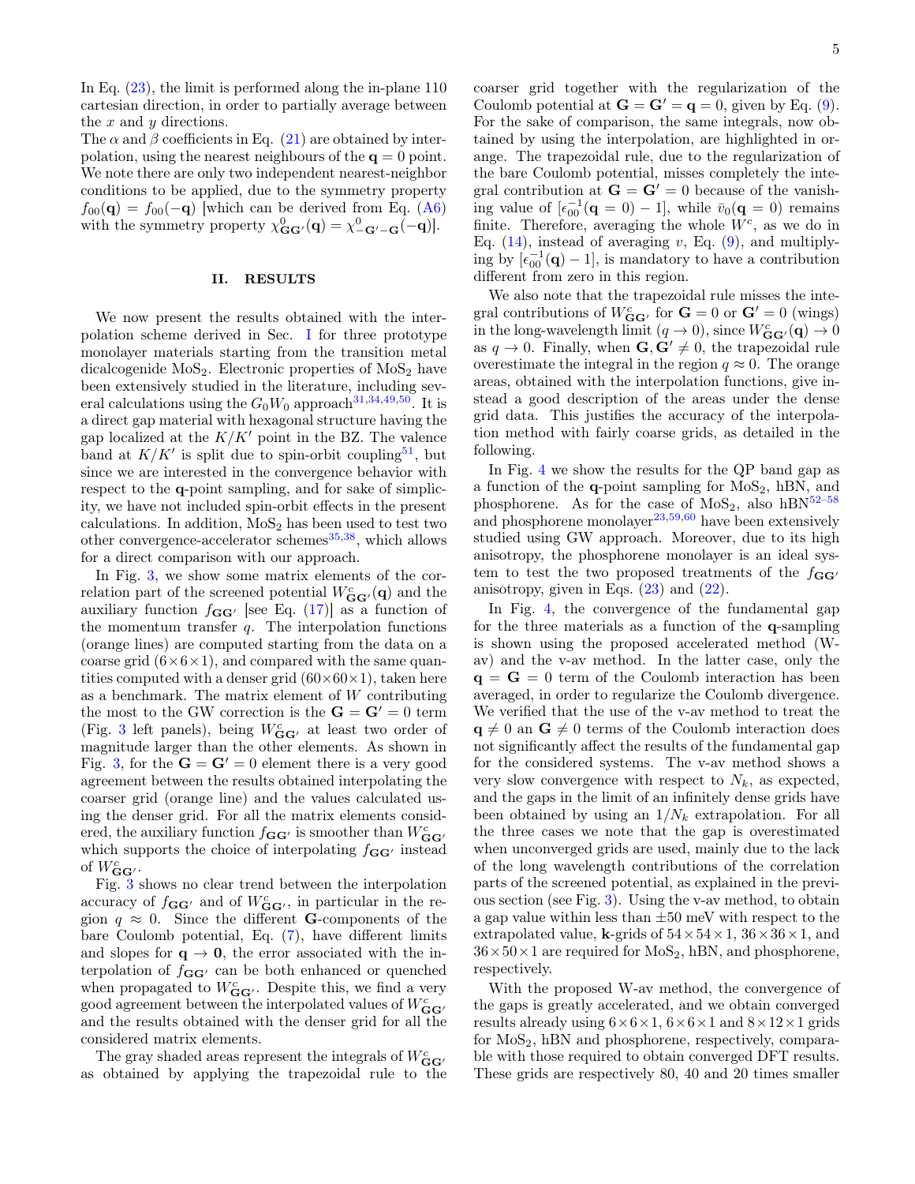In Eq. (23), the limit is performed along the in-plane 110 cartesian direction, in order to partially average between the $x$ and $y$ directions.

The $\alpha$ and $\beta$ coefficients in Eq. (21) are obtained by interpolation, using the nearest neighbours of the $\mathbf{q} = 0$ point. We note there are only two independent nearest-neighbor conditions to be applied, due to the symmetry property $f_{00}(\mathbf{q}) = f_{00}(-\mathbf{q})$ [which can be derived from Eq. (A6) with the symmetry property $\chi^0_{\mathbf{G}\mathbf{G}'}(\mathbf{q}) = \chi^0_{-\mathbf{G}'-\mathbf{G}}(-\mathbf{q})$].

## II. RESULTS

We now present the results obtained with the interpolation scheme derived in Sec. I for three prototype monolayer materials starting from the transition metal dicalcogenide $MoS_2$. Electronic properties of $MoS_2$ have been extensively studied in the literature, including several calculations using the $G_0W_0$ approach[31,34,49,50]. It is a direct gap material with hexagonal structure having the gap localized at the $K/K'$ point in the BZ. The valence band at $K/K'$ is split due to spin-orbit coupling[51], but since we are interested in the convergence behavior with respect to the $\mathbf{q}$-point sampling, and for sake of simplicity, we have not included spin-orbit effects in the present calculations. In addition, $MoS_2$ has been used to test two other convergence-accelerator schemes[35,38], which allows for a direct comparison with our approach.

In Fig. 3, we show some matrix elements of the correlation part of the screened potential $W^c_{\mathbf{G}\mathbf{G}'}(\mathbf{q})$ and the auxiliary function $f_{\mathbf{G}\mathbf{G}'}$ [see Eq. (17)] as a function of the momentum transfer $q$. The interpolation functions (orange lines) are computed starting from the data on a coarse grid ($6\times6\times1$), and compared with the same quantities computed with a denser grid ($60\times60\times1$), taken here as a benchmark. The matrix element of $W$ contributing the most to the GW correction is the $\mathbf{G} = \mathbf{G}' = 0$ term (Fig. 3 left panels), being $W^c_{\mathbf{G}\mathbf{G}'}$ at least two order of magnitude larger than the other elements. As shown in Fig. 3, for the $\mathbf{G} = \mathbf{G}' = 0$ element there is a very good agreement between the results obtained interpolating the coarser grid (orange line) and the values calculated using the denser grid. For all the matrix elements considered, the auxiliary function $f_{\mathbf{G}\mathbf{G}'}$ is smoother than $W^c_{\mathbf{G}\mathbf{G}'}$ which supports the choice of interpolating $f_{\mathbf{G}\mathbf{G}'}$ instead of $W^c_{\mathbf{G}\mathbf{G}'}$.

Fig. 3 shows no clear trend between the interpolation accuracy of $f_{\mathbf{G}\mathbf{G}'}$ and of $W^c_{\mathbf{G}\mathbf{G}'}$, in particular in the region $q \approx 0$. Since the different $\mathbf{G}$-components of the bare Coulomb potential, Eq. (7), have different limits and slopes for $\mathbf{q} \to \mathbf{0}$, the error associated with the interpolation of $f_{\mathbf{G}\mathbf{G}'}$ can be both enhanced or quenched when propagated to $W^c_{\mathbf{G}\mathbf{G}'}$. Despite this, we find a very good agreement between the interpolated values of $W^c_{\mathbf{G}\mathbf{G}'}$ and the results obtained with the denser grid for all the considered matrix elements.

The gray shaded areas represent the integrals of $W^c_{\mathbf{G}\mathbf{G}'}$ as obtained by applying the trapezoidal rule to the coarser grid together with the regularization of the Coulomb potential at $\mathbf{G} = \mathbf{G}' = \mathbf{q} = 0$, given by Eq. (9). For the sake of comparison, the same integrals, now obtained by using the interpolation, are highlighted in orange. The trapezoidal rule, due to the regularization of the bare Coulomb potential, misses completely the integral contribution at $\mathbf{G} = \mathbf{G}' = 0$ because of the vanishing value of $[\epsilon^{-1}_{00}(\mathbf{q} = 0) - 1]$, while $\bar{v}_0(\mathbf{q} = 0)$ remains finite. Therefore, averaging the whole $W^c$, as we do in Eq. (14), instead of averaging $v$, Eq. (9), and multiplying by $[\epsilon^{-1}_{00}(\mathbf{q}) - 1]$, is mandatory to have a contribution different from zero in this region.

We also note that the trapezoidal rule misses the integral contributions of $W^c_{\mathbf{G}\mathbf{G}'}$ for $\mathbf{G} = 0$ or $\mathbf{G}' = 0$ (wings) in the long-wavelength limit ($q \to 0$), since $W^c_{\mathbf{G}\mathbf{G}'}(\mathbf{q}) \to 0$ as $q \to 0$. Finally, when $\mathbf{G}, \mathbf{G}' \neq 0$, the trapezoidal rule overestimate the integral in the region $q \approx 0$. The orange areas, obtained with the interpolation functions, give instead a good description of the areas under the dense grid data. This justifies the accuracy of the interpolation method with fairly coarse grids, as detailed in the following.

In Fig. 4 we show the results for the QP band gap as a function of the $\mathbf{q}$-point sampling for $MoS_2$, hBN, and phosphorene. As for the case of $MoS_2$, also hBN[52–58] and phosphorene monolayer[23,59,60] have been extensively studied using GW approach. Moreover, due to its high anisotropy, the phosphorene monolayer is an ideal system to test the two proposed treatments of the $f_{\mathbf{G}\mathbf{G}'}$ anisotropy, given in Eqs. (23) and (22).

In Fig. 4, the convergence of the fundamental gap for the three materials as a function of the $\mathbf{q}$-sampling is shown using the proposed accelerated method (W-av) and the v-av method. In the latter case, only the $\mathbf{q} = \mathbf{G} = 0$ term of the Coulomb interaction has been averaged, in order to regularize the Coulomb divergence. We verified that the use of the v-av method to treat the $\mathbf{q} \neq 0$ an $\mathbf{G} \neq 0$ terms of the Coulomb interaction does not significantly affect the results of the fundamental gap for the considered systems. The v-av method shows a very slow convergence with respect to $N_k$, as expected, and the gaps in the limit of an infinitely dense grids have been obtained by using an $1/N_k$ extrapolation. For all the three cases we note that the gap is overestimated when unconverged grids are used, mainly due to the lack of the long wavelength contributions of the correlation parts of the screened potential, as explained in the previous section (see Fig. 3). Using the v-av method, to obtain a gap value within less than $\pm50$ meV with respect to the extrapolated value, $\mathbf{k}$-grids of $54\times54\times1$, $36\times36\times1$, and $36\times50\times1$ are required for $MoS_2$, hBN, and phosphorene, respectively.

With the proposed W-av method, the convergence of the gaps is greatly accelerated, and we obtain converged results already using $6\times6\times1$, $6\times6\times1$ and $8\times12\times1$ grids for $MoS_2$, hBN and phosphorene, respectively, comparable with those required to obtain converged DFT results. These grids are respectively 80, 40 and 20 times smaller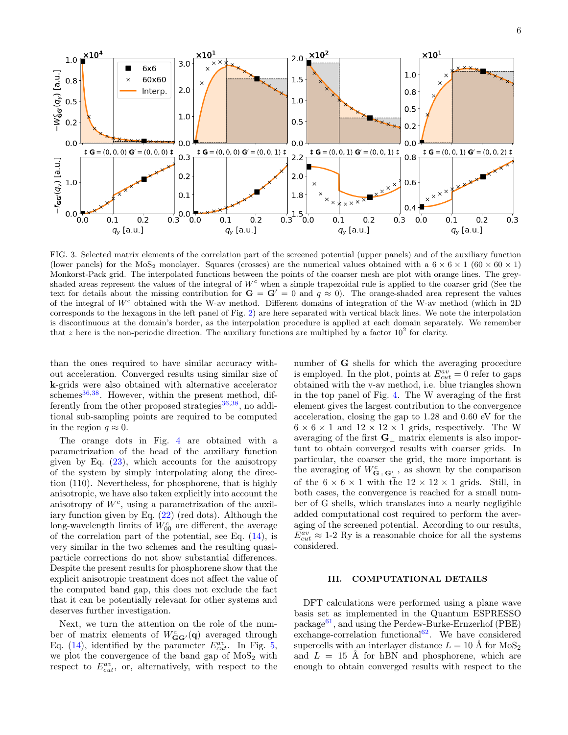FIG. 3. Selected matrix elements of the correlation part of the screened potential (upper panels) and of the auxiliary function (lower panels) for the $MoS_2$ monolayer. Squares (crosses) are the numerical values obtained with a $6 \times 6 \times 1$ ($60 \times 60 \times 1$) Monkorst-Pack grid. The interpolated functions between the points of the coarser mesh are plot with orange lines. The grey-shaded areas represent the values of the integral of $W^c$ when a simple trapezoidal rule is applied to the coarser grid (See the text for details about the missing contribution for $\mathbf{G} = \mathbf{G}' = 0$ and $q \approx 0$). The orange-shaded area represent the values of the integral of $W^c$ obtained with the W-av method. Different domains of integration of the W-av method (which in 2D corresponds to the hexagons in the left panel of Fig. 2) are here separated with vertical black lines. We note the interpolation is discontinuous at the domain's border, as the interpolation procedure is applied at each domain separately. We remember that $z$ here is the non-periodic direction. The auxiliary functions are multiplied by a factor $10^2$ for clarity.

than the ones required to have similar accuracy without acceleration. Converged results using similar size of **k**-grids were also obtained with alternative accelerator schemes[36,38]. However, within the present method, differently from the other proposed strategies[36,38], no additional sub-sampling points are required to be computed in the region $q \approx 0$.

The orange dots in Fig. 4 are obtained with a parametrization of the head of the auxiliary function given by Eq. (23), which accounts for the anisotropy of the system by simply interpolating along the direction (110). Nevertheless, for phosphorene, that is highly anisotropic, we have also taken explicitly into account the anisotropy of $W^c$, using a parametrization of the auxiliary function given by Eq. (22) (red dots). Although the long-wavelength limits of $W^c_{00}$ are different, the average of the correlation part of the potential, see Eq. (14), is very similar in the two schemes and the resulting quasi-particle corrections do not show substantial differences. Despite the present results for phosphorene show that the explicit anisotropic treatment does not affect the value of the computed band gap, this does not exclude the fact that it can be potentially relevant for other systems and deserves further investigation.

Next, we turn the attention on the role of the number of matrix elements of $W^c_{\mathbf{GG}'}(\mathbf{q})$ averaged through Eq. (14), identified by the parameter $E^{av}_{cut}$. In Fig. 5, we plot the convergence of the band gap of $MoS_2$ with respect to $E^{av}_{cut}$, or, alternatively, with respect to the number of **G** shells for which the averaging procedure is employed. In the plot, points at $E^{av}_{cut} = 0$ refer to gaps obtained with the v-av method, i.e. blue triangles shown in the top panel of Fig. 4. The W averaging of the first element gives the largest contribution to the convergence acceleration, closing the gap to 1.28 and 0.60 eV for the $6 \times 6 \times 1$ and $12 \times 12 \times 1$ grids, respectively. The W averaging of the first $\mathbf{G}_\perp$ matrix elements is also important to obtain converged results with coarser grids. In particular, the coarser the grid, the more important is the averaging of $W^c_{\mathbf{G}_\perp \mathbf{G}'_\perp}$, as shown by the comparison of the $6 \times 6 \times 1$ with the $12 \times 12 \times 1$ grids. Still, in both cases, the convergence is reached for a small number of G shells, which translates into a nearly negligible added computational cost required to perform the averaging of the screened potential. According to our results, $E^{av}_{cut} \approx$ 1-2 Ry is a reasonable choice for all the systems considered.

## III. COMPUTATIONAL DETAILS

DFT calculations were performed using a plane wave basis set as implemented in the Quantum ESPRESSO package[61], and using the Perdew-Burke-Ernzerhof (PBE) exchange-correlation functional[62]. We have considered supercells with an interlayer distance $L = 10$ Å for $MoS_2$ and $L = 15$ Å for hBN and phosphorene, which are enough to obtain converged results with respect to the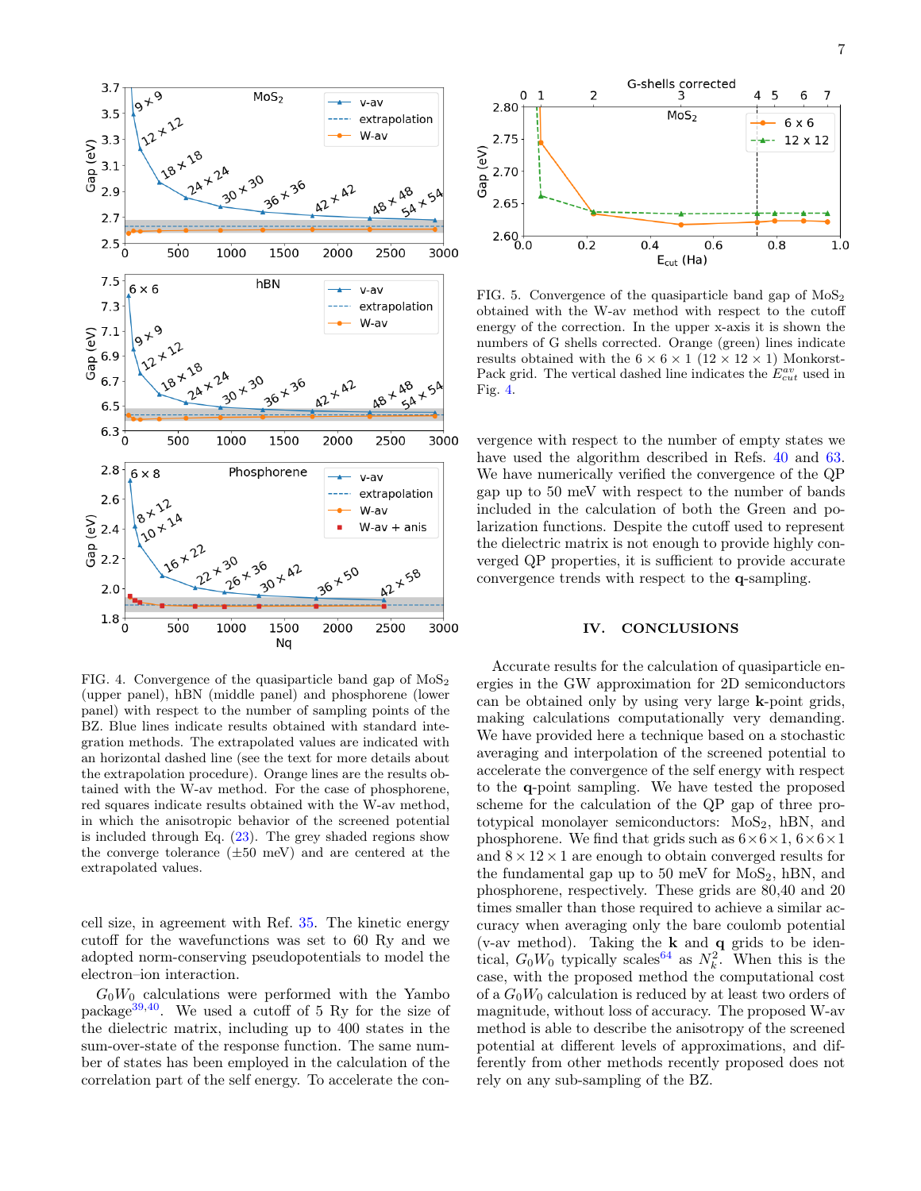FIG. 4. Convergence of the quasiparticle band gap of $MoS_2$ (upper panel), hBN (middle panel) and phosphorene (lower panel) with respect to the number of sampling points of the BZ. Blue lines indicate results obtained with standard integration methods. The extrapolated values are indicated with an horizontal dashed line (see the text for more details about the extrapolation procedure). Orange lines are the results obtained with the W-av method. For the case of phosphorene, red squares indicate results obtained with the W-av method, in which the anisotropic behavior of the screened potential is included through Eq. (23). The grey shaded regions show the converge tolerance (±50 meV) and are centered at the extrapolated values.

cell size, in agreement with Ref. 35. The kinetic energy cutoff for the wavefunctions was set to 60 Ry and we adopted norm-conserving pseudopotentials to model the electron–ion interaction.

$G_0W_0$ calculations were performed with the Yambo package[39,40]. We used a cutoff of 5 Ry for the size of the dielectric matrix, including up to 400 states in the sum-over-state of the response function. The same number of states has been employed in the calculation of the correlation part of the self energy. To accelerate the convergence with respect to the number of empty states we have used the algorithm described in Refs. 40 and 63. We have numerically verified the convergence of the QP gap up to 50 meV with respect to the number of bands included in the calculation of both the Green and polarization functions. Despite the cutoff used to represent the dielectric matrix is not enough to provide highly converged QP properties, it is sufficient to provide accurate convergence trends with respect to the **q**-sampling.

FIG. 5. Convergence of the quasiparticle band gap of $MoS_2$ obtained with the W-av method with respect to the cutoff energy of the correction. In the upper x-axis it is shown the numbers of G shells corrected. Orange (green) lines indicate results obtained with the $6 \times 6 \times 1$ ($12 \times 12 \times 1$) Monkorst-Pack grid. The vertical dashed line indicates the $E^{av}_{cut}$ used in Fig. 4.

## IV. CONCLUSIONS

Accurate results for the calculation of quasiparticle energies in the GW approximation for 2D semiconductors can be obtained only by using very large **k**-point grids, making calculations computationally very demanding. We have provided here a technique based on a stochastic averaging and interpolation of the screened potential to accelerate the convergence of the self energy with respect to the **q**-point sampling. We have tested the proposed scheme for the calculation of the QP gap of three prototypical monolayer semiconductors: $MoS_2$, hBN, and phosphorene. We find that grids such as $6\times6\times1$, $6\times6\times1$ and $8\times12\times1$ are enough to obtain converged results for the fundamental gap up to 50 meV for $MoS_2$, hBN, and phosphorene, respectively. These grids are 80,40 and 20 times smaller than those required to achieve a similar accuracy when averaging only the bare coulomb potential (v-av method). Taking the **k** and **q** grids to be identical, $G_0W_0$ typically scales[64] as $N_k^2$. When this is the case, with the proposed method the computational cost of a $G_0W_0$ calculation is reduced by at least two orders of magnitude, without loss of accuracy. The proposed W-av method is able to describe the anisotropy of the screened potential at different levels of approximations, and differently from other methods recently proposed does not rely on any sub-sampling of the BZ.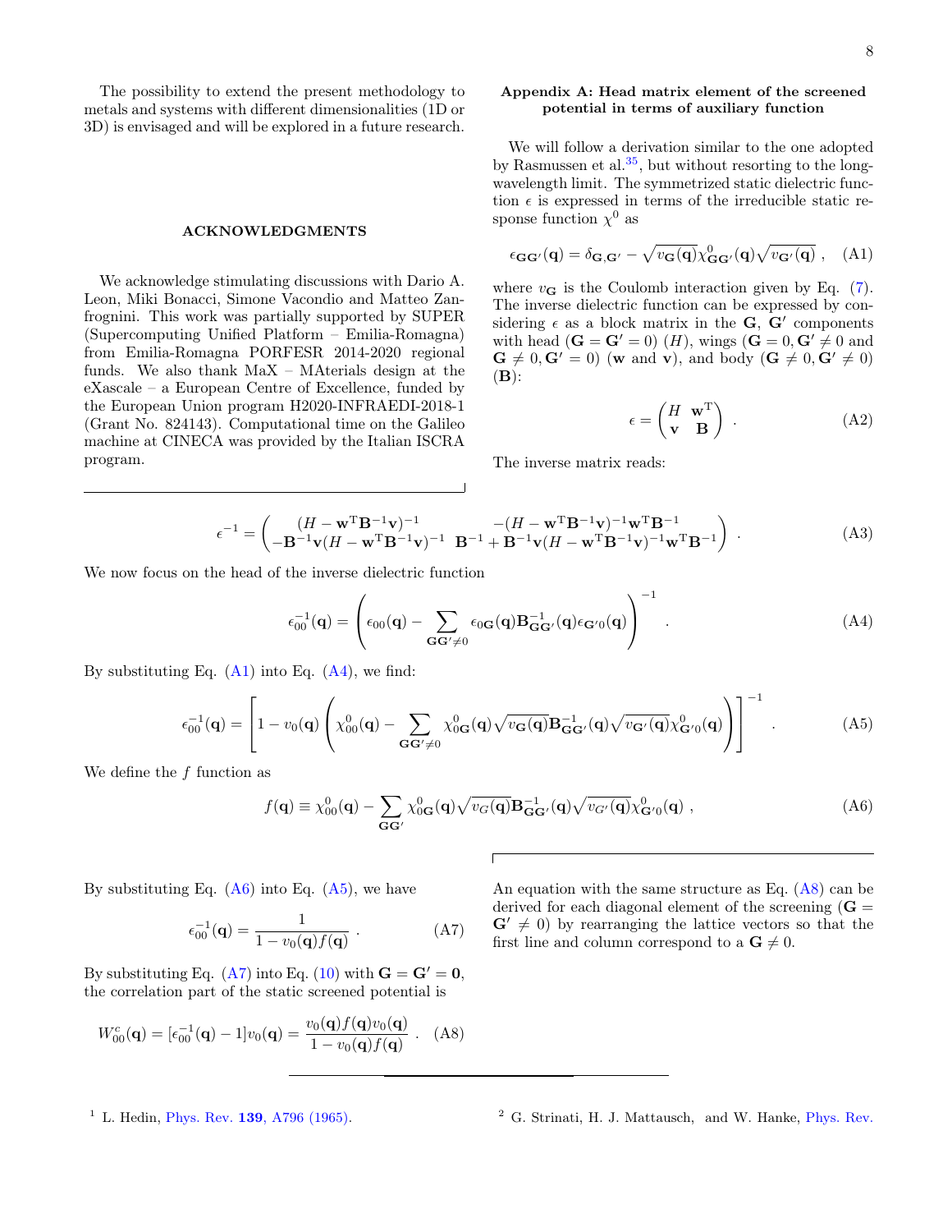The possibility to extend the present methodology to metals and systems with different dimensionalities (1D or 3D) is envisaged and will be explored in a future research.

## ACKNOWLEDGMENTS

We acknowledge stimulating discussions with Dario A. Leon, Miki Bonacci, Simone Vacondio and Matteo Zanfrognini. This work was partially supported by SUPER (Supercomputing Unified Platform – Emilia-Romagna) from Emilia-Romagna PORFESR 2014-2020 regional funds. We also thank MaX – MAterials design at the eXascale – a European Centre of Excellence, funded by the European Union program H2020-INFRAEDI-2018-1 (Grant No. 824143). Computational time on the Galileo machine at CINECA was provided by the Italian ISCRA program.

## Appendix A: Head matrix element of the screened potential in terms of auxiliary function

We will follow a derivation similar to the one adopted by Rasmussen et al.[35], but without resorting to the long-wavelength limit. The symmetrized static dielectric function $\epsilon$ is expressed in terms of the irreducible static response function $\chi^0$ as

$$\epsilon_{\mathbf{G}\mathbf{G}'}(\mathbf{q}) = \delta_{\mathbf{G},\mathbf{G}'} - \sqrt{v_{\mathbf{G}}(\mathbf{q})}\chi^0_{\mathbf{G}\mathbf{G}'}(\mathbf{q})\sqrt{v_{\mathbf{G}'}(\mathbf{q})} \ , \quad \text{(A1)}$$

where $v_{\mathbf{G}}$ is the Coulomb interaction given by Eq. (7). The inverse dielectric function can be expressed by considering $\epsilon$ as a block matrix in the $\mathbf{G}$, $\mathbf{G}'$ components with head ($\mathbf{G} = \mathbf{G}' = 0$) ($H$), wings ($\mathbf{G} = 0, \mathbf{G}' \neq 0$ and $\mathbf{G} \neq 0, \mathbf{G}' = 0$) ($\mathbf{w}$ and $\mathbf{v}$), and body ($\mathbf{G} \neq 0, \mathbf{G}' \neq 0$) ($\mathbf{B}$):

$$\epsilon = \begin{pmatrix} H & \mathbf{w}^{\mathrm{T}} \\ \mathbf{v} & \mathbf{B} \end{pmatrix} \ . \quad \text{(A2)}$$

The inverse matrix reads:

$$\epsilon^{-1} = \begin{pmatrix} (H - \mathbf{w}^{\mathrm{T}}\mathbf{B}^{-1}\mathbf{v})^{-1} & -(H - \mathbf{w}^{\mathrm{T}}\mathbf{B}^{-1}\mathbf{v})^{-1}\mathbf{w}^{\mathrm{T}}\mathbf{B}^{-1} \\ -\mathbf{B}^{-1}\mathbf{v}(H - \mathbf{w}^{\mathrm{T}}\mathbf{B}^{-1}\mathbf{v})^{-1} & \mathbf{B}^{-1} + \mathbf{B}^{-1}\mathbf{v}(H - \mathbf{w}^{\mathrm{T}}\mathbf{B}^{-1}\mathbf{v})^{-1}\mathbf{w}^{\mathrm{T}}\mathbf{B}^{-1} \end{pmatrix} \ . \quad \text{(A3)}$$

We now focus on the head of the inverse dielectric function

$$\epsilon^{-1}_{00}(\mathbf{q}) = \left(\epsilon_{00}(\mathbf{q}) - \sum_{\mathbf{G}\mathbf{G}' \neq 0} \epsilon_{0\mathbf{G}}(\mathbf{q})\mathbf{B}^{-1}_{\mathbf{G}\mathbf{G}'}(\mathbf{q})\epsilon_{\mathbf{G}'0}(\mathbf{q})\right)^{-1} \ . \quad \text{(A4)}$$

By substituting Eq. (A1) into Eq. (A4), we find:

$$\epsilon^{-1}_{00}(\mathbf{q}) = \left[1 - v_0(\mathbf{q})\left(\chi^0_{00}(\mathbf{q}) - \sum_{\mathbf{G}\mathbf{G}' \neq 0} \chi^0_{0\mathbf{G}}(\mathbf{q})\sqrt{v_{\mathbf{G}}(\mathbf{q})}\mathbf{B}^{-1}_{\mathbf{G}\mathbf{G}'}(\mathbf{q})\sqrt{v_{\mathbf{G}'}(\mathbf{q})}\chi^0_{\mathbf{G}'0}(\mathbf{q})\right)\right]^{-1} \ . \quad \text{(A5)}$$

We define the $f$ function as

$$f(\mathbf{q}) \equiv \chi^0_{00}(\mathbf{q}) - \sum_{\mathbf{G}\mathbf{G}'} \chi^0_{0\mathbf{G}}(\mathbf{q})\sqrt{v_G(\mathbf{q})}\mathbf{B}^{-1}_{\mathbf{G}\mathbf{G}'}(\mathbf{q})\sqrt{v_{G'}(\mathbf{q})}\chi^0_{\mathbf{G}'0}(\mathbf{q}) \ , \quad \text{(A6)}$$

By substituting Eq. (A6) into Eq. (A5), we have

$$\epsilon^{-1}_{00}(\mathbf{q}) = \frac{1}{1 - v_0(\mathbf{q})f(\mathbf{q})} \ . \quad \text{(A7)}$$

By substituting Eq. (A7) into Eq. (10) with $\mathbf{G} = \mathbf{G}' = \mathbf{0}$, the correlation part of the static screened potential is

$$W^c_{00}(\mathbf{q}) = [\epsilon^{-1}_{00}(\mathbf{q}) - 1]v_0(\mathbf{q}) = \frac{v_0(\mathbf{q})f(\mathbf{q})v_0(\mathbf{q})}{1 - v_0(\mathbf{q})f(\mathbf{q})} \ . \quad \text{(A8)}$$

An equation with the same structure as Eq. (A8) can be derived for each diagonal element of the screening ($\mathbf{G} = \mathbf{G}' \neq 0$) by rearranging the lattice vectors so that the first line and column correspond to a $\mathbf{G} \neq 0$.

[1] L. Hedin, Phys. Rev. **139**, A796 (1965).

[2] G. Strinati, H. J. Mattausch, and W. Hanke, Phys. Rev.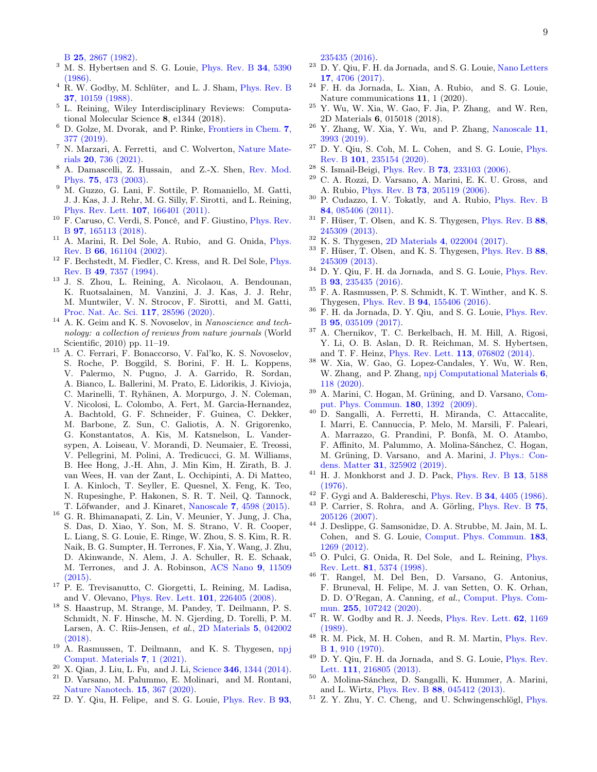B **25**, 2867 (1982).

[3] M. S. Hybertsen and S. G. Louie, Phys. Rev. B **34**, 5390 (1986).

[4] R. W. Godby, M. Schlüter, and L. J. Sham, Phys. Rev. B **37**, 10159 (1988).

[5] L. Reining, Wiley Interdisciplinary Reviews: Computational Molecular Science **8**, e1344 (2018).

[6] D. Golze, M. Dvorak, and P. Rinke, Frontiers in Chem. **7**, 377 (2019).

[7] N. Marzari, A. Ferretti, and C. Wolverton, Nature Materials **20**, 736 (2021).

[8] A. Damascelli, Z. Hussain, and Z.-X. Shen, Rev. Mod. Phys. **75**, 473 (2003).

[9] M. Guzzo, G. Lani, F. Sottile, P. Romaniello, M. Gatti, J. J. Kas, J. J. Rehr, M. G. Silly, F. Sirotti, and L. Reining, Phys. Rev. Lett. **107**, 166401 (2011).

[10] F. Caruso, C. Verdi, S. Poncé, and F. Giustino, Phys. Rev. B **97**, 165113 (2018).

[11] A. Marini, R. Del Sole, A. Rubio, and G. Onida, Phys. Rev. B **66**, 161104 (2002).

[12] F. Bechstedt, M. Fiedler, C. Kress, and R. Del Sole, Phys. Rev. B **49**, 7357 (1994).

[13] J. S. Zhou, L. Reining, A. Nicolaou, A. Bendounan, K. Ruotsalainen, M. Vanzini, J. J. Kas, J. J. Rehr, M. Muntwiler, V. N. Strocov, F. Sirotti, and M. Gatti, Proc. Nat. Ac. Sci. **117**, 28596 (2020).

[14] A. K. Geim and K. S. Novoselov, in *Nanoscience and technology: a collection of reviews from nature journals* (World Scientific, 2010) pp. 11–19.

[15] A. C. Ferrari, F. Bonaccorso, V. Fal'ko, K. S. Novoselov, S. Roche, P. Bøggild, S. Borini, F. H. L. Koppens, V. Palermo, N. Pugno, J. A. Garrido, R. Sordan, A. Bianco, L. Ballerini, M. Prato, E. Lidorikis, J. Kivioja, C. Marinelli, T. Ryhänen, A. Morpurgo, J. N. Coleman, V. Nicolosi, L. Colombo, A. Fert, M. Garcia-Hernandez, A. Bachtold, G. F. Schneider, F. Guinea, C. Dekker, M. Barbone, Z. Sun, C. Galiotis, A. N. Grigorenko, G. Konstantatos, A. Kis, M. Katsnelson, L. Vandersypen, A. Loiseau, V. Morandi, D. Neumaier, E. Treossi, V. Pellegrini, M. Polini, A. Tredicucci, G. M. Williams, B. Hee Hong, J.-H. Ahn, J. Min Kim, H. Zirath, B. J. van Wees, H. van der Zant, L. Occhipinti, A. Di Matteo, I. A. Kinloch, T. Seyller, E. Quesnel, X. Feng, K. Teo, N. Rupesinghe, P. Hakonen, S. R. T. Neil, Q. Tannock, T. Löfwander, and J. Kinaret, Nanoscale **7**, 4598 (2015).

[16] G. R. Bhimanapati, Z. Lin, V. Meunier, Y. Jung, J. Cha, S. Das, D. Xiao, Y. Son, M. S. Strano, V. R. Cooper, L. Liang, S. G. Louie, E. Ringe, W. Zhou, S. S. Kim, R. R. Naik, B. G. Sumpter, H. Terrones, F. Xia, Y. Wang, J. Zhu, D. Akinwande, N. Alem, J. A. Schuller, R. E. Schaak, M. Terrones, and J. A. Robinson, ACS Nano **9**, 11509 (2015).

[17] P. E. Trevisanutto, C. Giorgetti, L. Reining, M. Ladisa, and V. Olevano, Phys. Rev. Lett. **101**, 226405 (2008).

[18] S. Haastrup, M. Strange, M. Pandey, T. Deilmann, P. S. Schmidt, N. F. Hinsche, M. N. Gjerding, D. Torelli, P. M. Larsen, A. C. Riis-Jensen, *et al.*, 2D Materials **5**, 042002 (2018).

[19] A. Rasmussen, T. Deilmann, and K. S. Thygesen, npj Comput. Materials **7**, 1 (2021).

[20] X. Qian, J. Liu, L. Fu, and J. Li, Science **346**, 1344 (2014).

[21] D. Varsano, M. Palummo, E. Molinari, and M. Rontani, Nature Nanotech. **15**, 367 (2020).

[22] D. Y. Qiu, H. Felipe, and S. G. Louie, Phys. Rev. B **93**, 235435 (2016).

[23] D. Y. Qiu, F. H. da Jornada, and S. G. Louie, Nano Letters **17**, 4706 (2017).

[24] F. H. da Jornada, L. Xian, A. Rubio, and S. G. Louie, Nature communications **11**, 1 (2020).

[25] Y. Wu, W. Xia, W. Gao, F. Jia, P. Zhang, and W. Ren, 2D Materials **6**, 015018 (2018).

[26] Y. Zhang, W. Xia, Y. Wu, and P. Zhang, Nanoscale **11**, 3993 (2019).

[27] D. Y. Qiu, S. Coh, M. L. Cohen, and S. G. Louie, Phys. Rev. B **101**, 235154 (2020).

[28] S. Ismail-Beigi, Phys. Rev. B **73**, 233103 (2006).

[29] C. A. Rozzi, D. Varsano, A. Marini, E. K. U. Gross, and A. Rubio, Phys. Rev. B **73**, 205119 (2006).

[30] P. Cudazzo, I. V. Tokatly, and A. Rubio, Phys. Rev. B **84**, 085406 (2011).

[31] F. Hüser, T. Olsen, and K. S. Thygesen, Phys. Rev. B **88**, 245309 (2013).

[32] K. S. Thygesen, 2D Materials **4**, 022004 (2017).

[33] F. Hüser, T. Olsen, and K. S. Thygesen, Phys. Rev. B **88**, 245309 (2013).

[34] D. Y. Qiu, F. H. da Jornada, and S. G. Louie, Phys. Rev. B **93**, 235435 (2016).

[35] F. A. Rasmussen, P. S. Schmidt, K. T. Winther, and K. S. Thygesen, Phys. Rev. B **94**, 155406 (2016).

[36] F. H. da Jornada, D. Y. Qiu, and S. G. Louie, Phys. Rev. B **95**, 035109 (2017).

[37] A. Chernikov, T. C. Berkelbach, H. M. Hill, A. Rigosi, Y. Li, O. B. Aslan, D. R. Reichman, M. S. Hybertsen, and T. F. Heinz, Phys. Rev. Lett. **113**, 076802 (2014).

[38] W. Xia, W. Gao, G. Lopez-Candales, Y. Wu, W. Ren, W. Zhang, and P. Zhang, npj Computational Materials **6**, 118 (2020).

[39] A. Marini, C. Hogan, M. Grüning, and D. Varsano, Comput. Phys. Commun. **180**, 1392 (2009).

[40] D. Sangalli, A. Ferretti, H. Miranda, C. Attaccalite, I. Marri, E. Cannuccia, P. Melo, M. Marsili, F. Paleari, A. Marrazzo, G. Prandini, P. Bonfà, M. O. Atambo, F. Affinito, M. Palummo, A. Molina-Sánchez, C. Hogan, M. Grüning, D. Varsano, and A. Marini, J. Phys.: Condens. Matter **31**, 325902 (2019).

[41] H. J. Monkhorst and J. D. Pack, Phys. Rev. B **13**, 5188 (1976).

[42] F. Gygi and A. Baldereschi, Phys. Rev. B **34**, 4405 (1986).

[43] P. Carrier, S. Rohra, and A. Görling, Phys. Rev. B **75**, 205126 (2007).

[44] J. Deslippe, G. Samsonidze, D. A. Strubbe, M. Jain, M. L. Cohen, and S. G. Louie, Comput. Phys. Commun. **183**, 1269 (2012).

[45] O. Pulci, G. Onida, R. Del Sole, and L. Reining, Phys. Rev. Lett. **81**, 5374 (1998).

[46] T. Rangel, M. Del Ben, D. Varsano, G. Antonius, F. Bruneval, H. Felipe, M. J. van Setten, O. K. Orhan, D. D. O'Regan, A. Canning, *et al.*, Comput. Phys. Commun. **255**, 107242 (2020).

[47] R. W. Godby and R. J. Needs, Phys. Rev. Lett. **62**, 1169 (1989).

[48] R. M. Pick, M. H. Cohen, and R. M. Martin, Phys. Rev. B **1**, 910 (1970).

[49] D. Y. Qiu, F. H. da Jornada, and S. G. Louie, Phys. Rev. Lett. **111**, 216805 (2013).

[50] A. Molina-Sánchez, D. Sangalli, K. Hummer, A. Marini, and L. Wirtz, Phys. Rev. B **88**, 045412 (2013).

[51] Z. Y. Zhu, Y. C. Cheng, and U. Schwingenschlögl, Phys.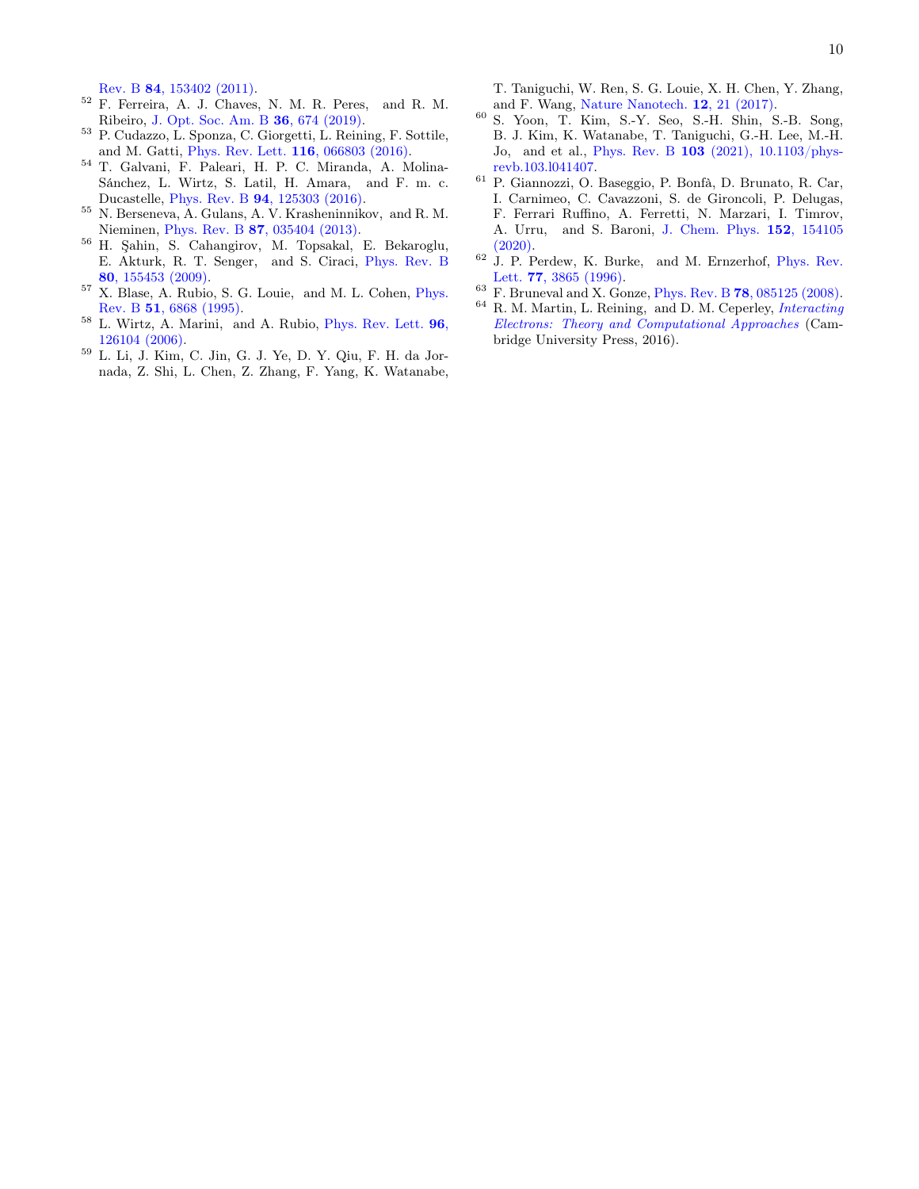Rev. B **84**, 153402 (2011).

[52] F. Ferreira, A. J. Chaves, N. M. R. Peres, and R. M. Ribeiro, J. Opt. Soc. Am. B **36**, 674 (2019).

[53] P. Cudazzo, L. Sponza, C. Giorgetti, L. Reining, F. Sottile, and M. Gatti, Phys. Rev. Lett. **116**, 066803 (2016).

[54] T. Galvani, F. Paleari, H. P. C. Miranda, A. Molina-Sánchez, L. Wirtz, S. Latil, H. Amara, and F. m. c. Ducastelle, Phys. Rev. B **94**, 125303 (2016).

[55] N. Berseneva, A. Gulans, A. V. Krasheninnikov, and R. M. Nieminen, Phys. Rev. B **87**, 035404 (2013).

[56] H. Şahin, S. Cahangirov, M. Topsakal, E. Bekaroglu, E. Akturk, R. T. Senger, and S. Ciraci, Phys. Rev. B **80**, 155453 (2009).

[57] X. Blase, A. Rubio, S. G. Louie, and M. L. Cohen, Phys. Rev. B **51**, 6868 (1995).

[58] L. Wirtz, A. Marini, and A. Rubio, Phys. Rev. Lett. **96**, 126104 (2006).

[59] L. Li, J. Kim, C. Jin, G. J. Ye, D. Y. Qiu, F. H. da Jornada, Z. Shi, L. Chen, Z. Zhang, F. Yang, K. Watanabe, T. Taniguchi, W. Ren, S. G. Louie, X. H. Chen, Y. Zhang, and F. Wang, Nature Nanotech. **12**, 21 (2017).

[60] S. Yoon, T. Kim, S.-Y. Seo, S.-H. Shin, S.-B. Song, B. J. Kim, K. Watanabe, T. Taniguchi, G.-H. Lee, M.-H. Jo, and et al., Phys. Rev. B **103** (2021), 10.1103/physrevb.103.l041407.

[61] P. Giannozzi, O. Baseggio, P. Bonfà, D. Brunato, R. Car, I. Carnimeo, C. Cavazzoni, S. de Gironcoli, P. Delugas, F. Ferrari Ruffino, A. Ferretti, N. Marzari, I. Timrov, A. Urru, and S. Baroni, J. Chem. Phys. **152**, 154105 (2020).

[62] J. P. Perdew, K. Burke, and M. Ernzerhof, Phys. Rev. Lett. **77**, 3865 (1996).

[63] F. Bruneval and X. Gonze, Phys. Rev. B **78**, 085125 (2008).

[64] R. M. Martin, L. Reining, and D. M. Ceperley, *Interacting Electrons: Theory and Computational Approaches* (Cambridge University Press, 2016).